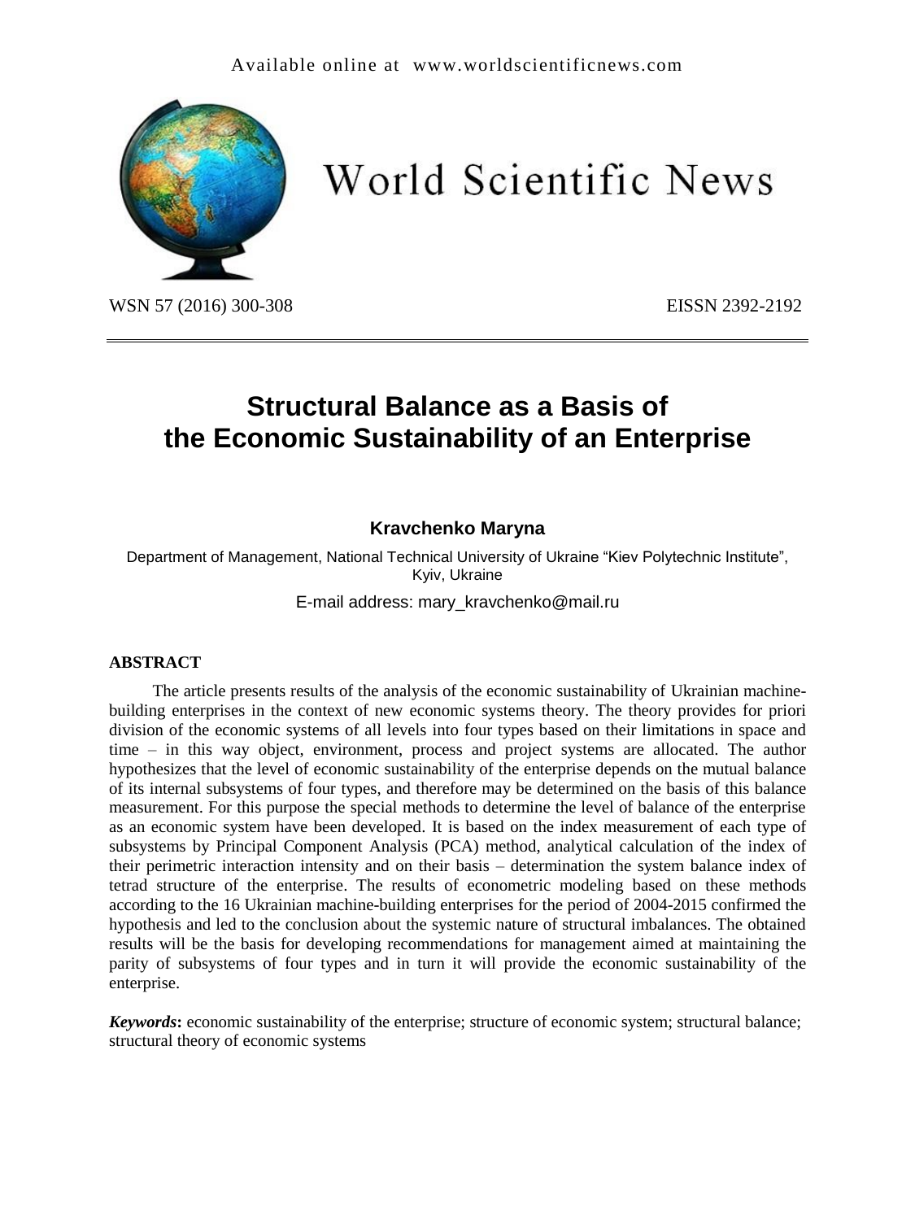# Structural Balance as a Basis of the Economic Sustainability of an Enterprise

**Kravchenko Maryna**

Department of Management, National Technical University of Ukraine "Kiev Polytechnic Institute", Kyiv, Ukraine

E-mail address: mary_kravchenko@mail.ru

## ABSTRACT

The article presents results of the analysis of the economic sustainability of Ukrainian machine-building enterprises in the context of new economic systems theory. The theory provides for priori division of the economic systems of all levels into four types based on their limitations in space and time – in this way object, environment, process and project systems are allocated. The author hypothesizes that the level of economic sustainability of the enterprise depends on the mutual balance of its internal subsystems of four types, and therefore may be determined on the basis of this balance measurement. For this purpose the special methods to determine the level of balance of the enterprise as an economic system have been developed. It is based on the index measurement of each type of subsystems by Principal Component Analysis (PCA) method, analytical calculation of the index of their perimetric interaction intensity and on their basis – determination the system balance index of tetrad structure of the enterprise. The results of econometric modeling based on these methods according to the 16 Ukrainian machine-building enterprises for the period of 2004-2015 confirmed the hypothesis and led to the conclusion about the systemic nature of structural imbalances. The obtained results will be the basis for developing recommendations for management aimed at maintaining the parity of subsystems of four types and in turn it will provide the economic sustainability of the enterprise.

***Keywords*:** economic sustainability of the enterprise; structure of economic system; structural balance; structural theory of economic systems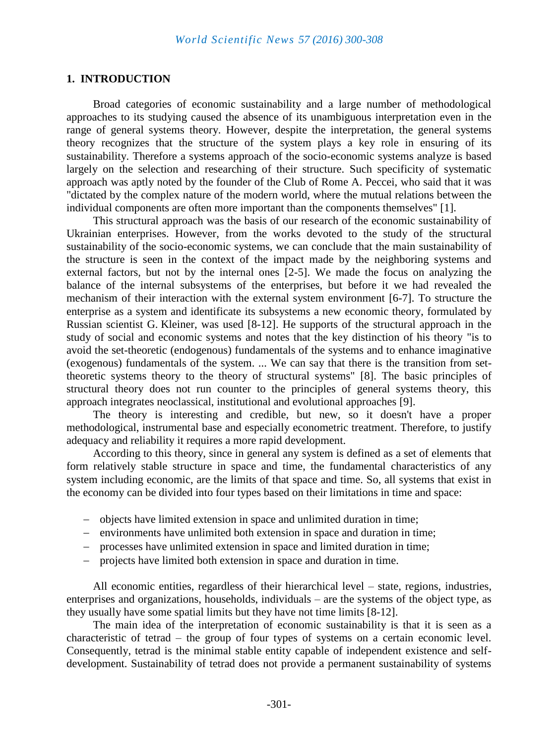## 1. INTRODUCTION

Broad categories of economic sustainability and a large number of methodological approaches to its studying caused the absence of its unambiguous interpretation even in the range of general systems theory. However, despite the interpretation, the general systems theory recognizes that the structure of the system plays a key role in ensuring of its sustainability. Therefore a systems approach of the socio-economic systems analyze is based largely on the selection and researching of their structure. Such specificity of systematic approach was aptly noted by the founder of the Club of Rome A. Peccei, who said that it was "dictated by the complex nature of the modern world, where the mutual relations between the individual components are often more important than the components themselves" [1].

This structural approach was the basis of our research of the economic sustainability of Ukrainian enterprises. However, from the works devoted to the study of the structural sustainability of the socio-economic systems, we can conclude that the main sustainability of the structure is seen in the context of the impact made by the neighboring systems and external factors, but not by the internal ones [2-5]. We made the focus on analyzing the balance of the internal subsystems of the enterprises, but before it we had revealed the mechanism of their interaction with the external system environment [6-7]. To structure the enterprise as a system and identificate its subsystems a new economic theory, formulated by Russian scientist G. Kleiner, was used [8-12]. He supports of the structural approach in the study of social and economic systems and notes that the key distinction of his theory "is to avoid the set-theoretic (endogenous) fundamentals of the systems and to enhance imaginative (exogenous) fundamentals of the system. ... We can say that there is the transition from set-theoretic systems theory to the theory of structural systems" [8]. The basic principles of structural theory does not run counter to the principles of general systems theory, this approach integrates neoclassical, institutional and evolutional approaches [9].

The theory is interesting and credible, but new, so it doesn't have a proper methodological, instrumental base and especially econometric treatment. Therefore, to justify adequacy and reliability it requires a more rapid development.

According to this theory, since in general any system is defined as a set of elements that form relatively stable structure in space and time, the fundamental characteristics of any system including economic, are the limits of that space and time. So, all systems that exist in the economy can be divided into four types based on their limitations in time and space:

- objects have limited extension in space and unlimited duration in time;
- environments have unlimited both extension in space and duration in time;
- processes have unlimited extension in space and limited duration in time;
- projects have limited both extension in space and duration in time.

All economic entities, regardless of their hierarchical level – state, regions, industries, enterprises and organizations, households, individuals – are the systems of the object type, as they usually have some spatial limits but they have not time limits [8-12].

The main idea of the interpretation of economic sustainability is that it is seen as a characteristic of tetrad – the group of four types of systems on a certain economic level. Consequently, tetrad is the minimal stable entity capable of independent existence and self-development. Sustainability of tetrad does not provide a permanent sustainability of systems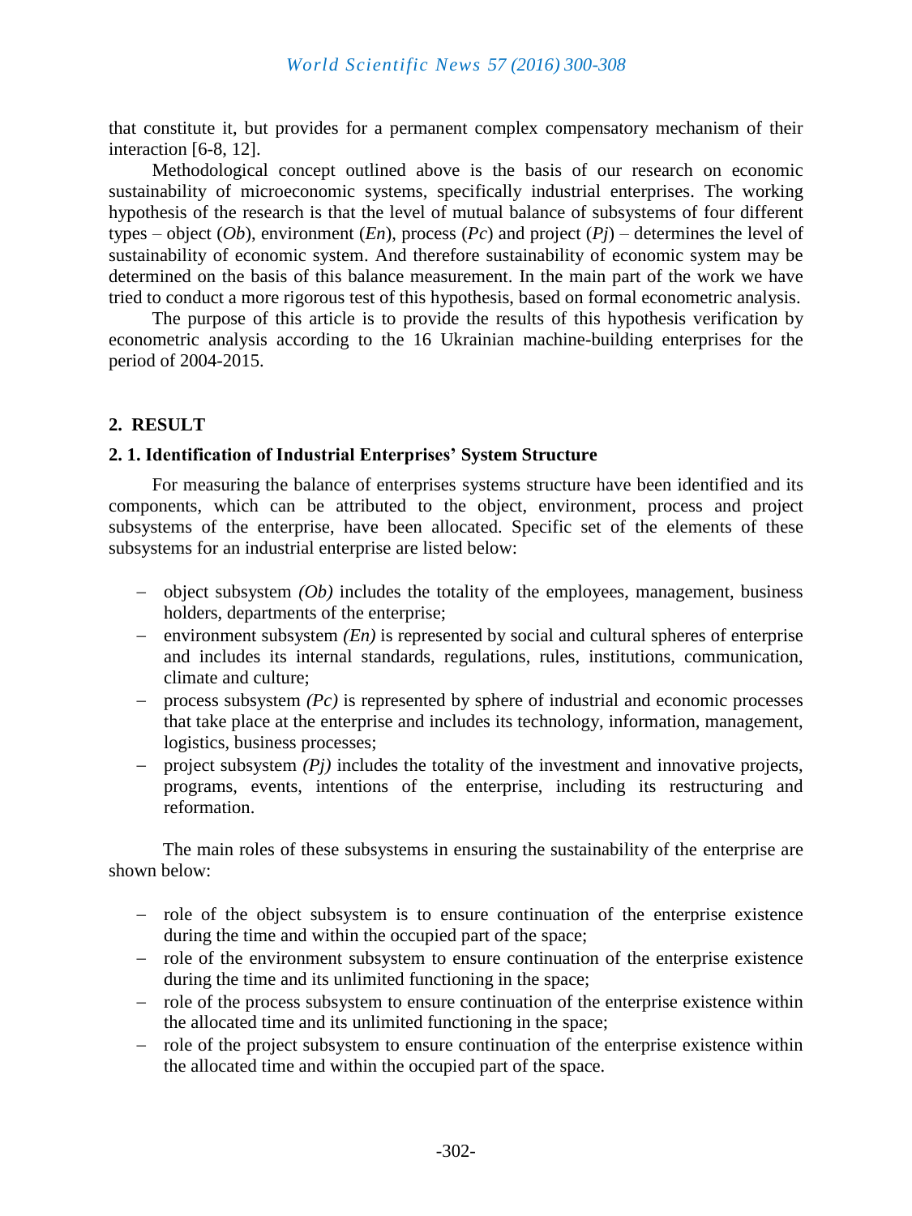that constitute it, but provides for a permanent complex compensatory mechanism of their interaction [6-8, 12].

Methodological concept outlined above is the basis of our research on economic sustainability of microeconomic systems, specifically industrial enterprises. The working hypothesis of the research is that the level of mutual balance of subsystems of four different types – object (*Ob*), environment (*En*), process (*Pc*) and project (*Pj*) – determines the level of sustainability of economic system. And therefore sustainability of economic system may be determined on the basis of this balance measurement. In the main part of the work we have tried to conduct a more rigorous test of this hypothesis, based on formal econometric analysis.

The purpose of this article is to provide the results of this hypothesis verification by econometric analysis according to the 16 Ukrainian machine-building enterprises for the period of 2004-2015.

## 2. RESULT

### 2. 1. Identification of Industrial Enterprises' System Structure

For measuring the balance of enterprises systems structure have been identified and its components, which can be attributed to the object, environment, process and project subsystems of the enterprise, have been allocated. Specific set of the elements of these subsystems for an industrial enterprise are listed below:

- object subsystem *(Ob)* includes the totality of the employees, management, business holders, departments of the enterprise;
- environment subsystem *(En)* is represented by social and cultural spheres of enterprise and includes its internal standards, regulations, rules, institutions, communication, climate and culture;
- process subsystem *(Pc)* is represented by sphere of industrial and economic processes that take place at the enterprise and includes its technology, information, management, logistics, business processes;
- project subsystem *(Pj)* includes the totality of the investment and innovative projects, programs, events, intentions of the enterprise, including its restructuring and reformation.

The main roles of these subsystems in ensuring the sustainability of the enterprise are shown below:

- role of the object subsystem is to ensure continuation of the enterprise existence during the time and within the occupied part of the space;
- role of the environment subsystem to ensure continuation of the enterprise existence during the time and its unlimited functioning in the space;
- role of the process subsystem to ensure continuation of the enterprise existence within the allocated time and its unlimited functioning in the space;
- role of the project subsystem to ensure continuation of the enterprise existence within the allocated time and within the occupied part of the space.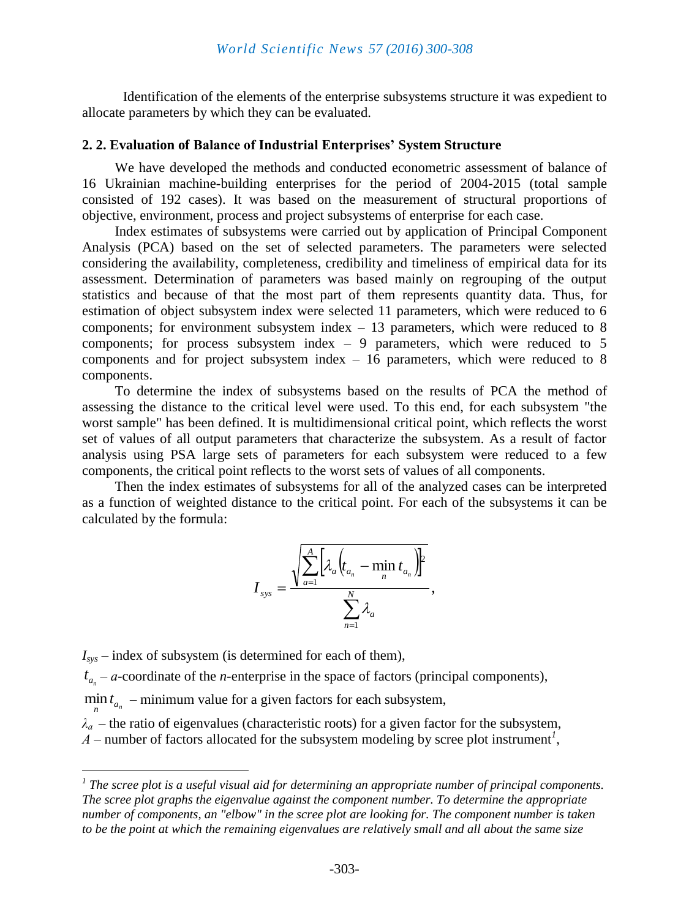Identification of the elements of the enterprise subsystems structure it was expedient to allocate parameters by which they can be evaluated.

### 2. 2. Evaluation of Balance of Industrial Enterprises' System Structure

We have developed the methods and conducted econometric assessment of balance of 16 Ukrainian machine-building enterprises for the period of 2004-2015 (total sample consisted of 192 cases). It was based on the measurement of structural proportions of objective, environment, process and project subsystems of enterprise for each case.

Index estimates of subsystems were carried out by application of Principal Component Analysis (PCA) based on the set of selected parameters. The parameters were selected considering the availability, completeness, credibility and timeliness of empirical data for its assessment. Determination of parameters was based mainly on regrouping of the output statistics and because of that the most part of them represents quantity data. Thus, for estimation of object subsystem index were selected 11 parameters, which were reduced to 6 components; for environment subsystem index – 13 parameters, which were reduced to 8 components; for process subsystem index – 9 parameters, which were reduced to 5 components and for project subsystem index – 16 parameters, which were reduced to 8 components.

To determine the index of subsystems based on the results of PCA the method of assessing the distance to the critical level were used. To this end, for each subsystem "the worst sample" has been defined. It is multidimensional critical point, which reflects the worst set of values of all output parameters that characterize the subsystem. As a result of factor analysis using PSA large sets of parameters for each subsystem were reduced to a few components, the critical point reflects to the worst sets of values of all components.

Then the index estimates of subsystems for all of the analyzed cases can be interpreted as a function of weighted distance to the critical point. For each of the subsystems it can be calculated by the formula:

$$I_{sys} = \frac{\sqrt{\sum_{a=1}^{A} \left[ \lambda_a \left( t_{a_n} - \min_n t_{a_n} \right) \right]^2}}{\sum_{n=1}^{N} \lambda_a},$$

$I_{sys}$ – index of subsystem (is determined for each of them),

$t_{a_n}$ – $a$-coordinate of the $n$-enterprise in the space of factors (principal components),

$\min_n t_{a_n}$ – minimum value for a given factors for each subsystem,

$\lambda_a$ – the ratio of eigenvalues (characteristic roots) for a given factor for the subsystem,

$A$ – number of factors allocated for the subsystem modeling by scree plot instrument[1],

---

[1] *The scree plot is a useful visual aid for determining an appropriate number of principal components. The scree plot graphs the eigenvalue against the component number. To determine the appropriate number of components, an "elbow" in the scree plot are looking for. The component number is taken to be the point at which the remaining eigenvalues are relatively small and all about the same size*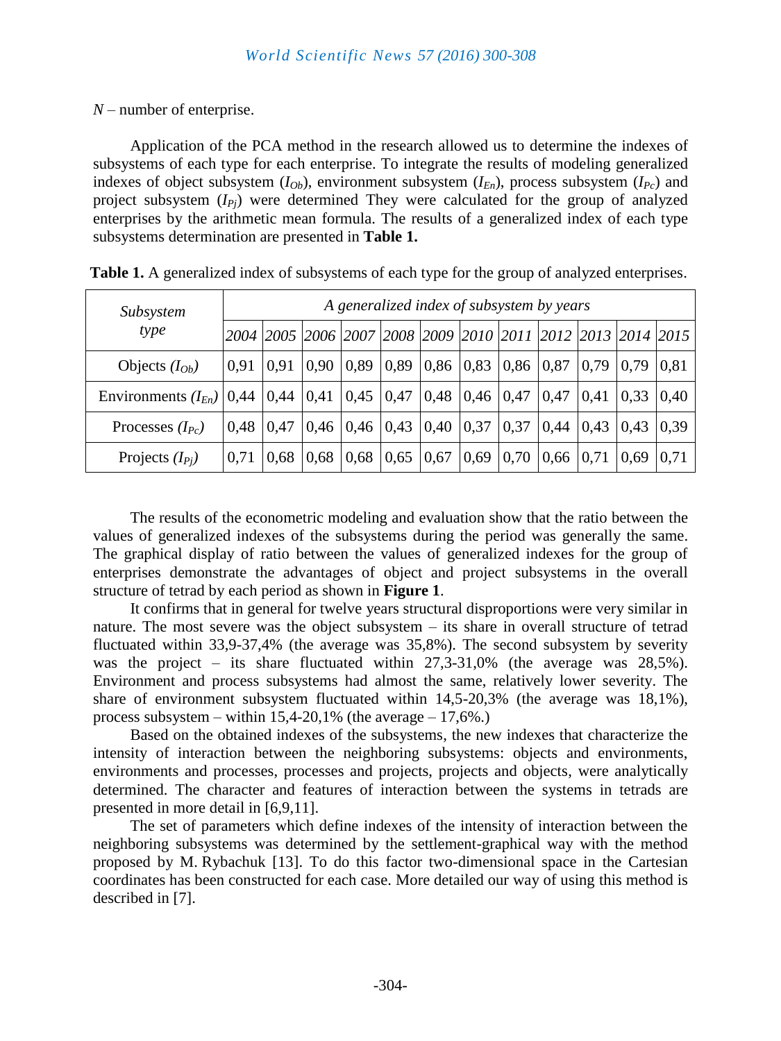$N$ – number of enterprise.

Application of the PCA method in the research allowed us to determine the indexes of subsystems of each type for each enterprise. To integrate the results of modeling generalized indexes of object subsystem ($I_{Ob}$), environment subsystem ($I_{En}$), process subsystem ($I_{Pc}$) and project subsystem ($I_{Pj}$) were determined They were calculated for the group of analyzed enterprises by the arithmetic mean formula. The results of a generalized index of each type subsystems determination are presented in **Table 1.**

**Table 1.** A generalized index of subsystems of each type for the group of analyzed enterprises.

| *Subsystem type* | *A generalized index of subsystem by years* | | | | | | | | | | | |
|---|---|---|---|---|---|---|---|---|---|---|---|---|
| | *2004* | *2005* | *2006* | *2007* | *2008* | *2009* | *2010* | *2011* | *2012* | *2013* | *2014* | *2015* |
| Objects ($I_{Ob}$) | 0,91 | 0,91 | 0,90 | 0,89 | 0,89 | 0,86 | 0,83 | 0,86 | 0,87 | 0,79 | 0,79 | 0,81 |
| Environments ($I_{En}$) | 0,44 | 0,44 | 0,41 | 0,45 | 0,47 | 0,48 | 0,46 | 0,47 | 0,47 | 0,41 | 0,33 | 0,40 |
| Processes ($I_{Pc}$) | 0,48 | 0,47 | 0,46 | 0,46 | 0,43 | 0,40 | 0,37 | 0,37 | 0,44 | 0,43 | 0,43 | 0,39 |
| Projects ($I_{Pj}$) | 0,71 | 0,68 | 0,68 | 0,68 | 0,65 | 0,67 | 0,69 | 0,70 | 0,66 | 0,71 | 0,69 | 0,71 |

The results of the econometric modeling and evaluation show that the ratio between the values of generalized indexes of the subsystems during the period was generally the same. The graphical display of ratio between the values of generalized indexes for the group of enterprises demonstrate the advantages of object and project subsystems in the overall structure of tetrad by each period as shown in **Figure 1**.

It confirms that in general for twelve years structural disproportions were very similar in nature. The most severe was the object subsystem – its share in overall structure of tetrad fluctuated within 33,9-37,4% (the average was 35,8%). The second subsystem by severity was the project – its share fluctuated within 27,3-31,0% (the average was 28,5%). Environment and process subsystems had almost the same, relatively lower severity. The share of environment subsystem fluctuated within 14,5-20,3% (the average was 18,1%), process subsystem – within 15,4-20,1% (the average – 17,6%.)

Based on the obtained indexes of the subsystems, the new indexes that characterize the intensity of interaction between the neighboring subsystems: objects and environments, environments and processes, processes and projects, projects and objects, were analytically determined. The character and features of interaction between the systems in tetrads are presented in more detail in [6,9,11].

The set of parameters which define indexes of the intensity of interaction between the neighboring subsystems was determined by the settlement-graphical way with the method proposed by M. Rybachuk [13]. To do this factor two-dimensional space in the Cartesian coordinates has been constructed for each case. More detailed our way of using this method is described in [7].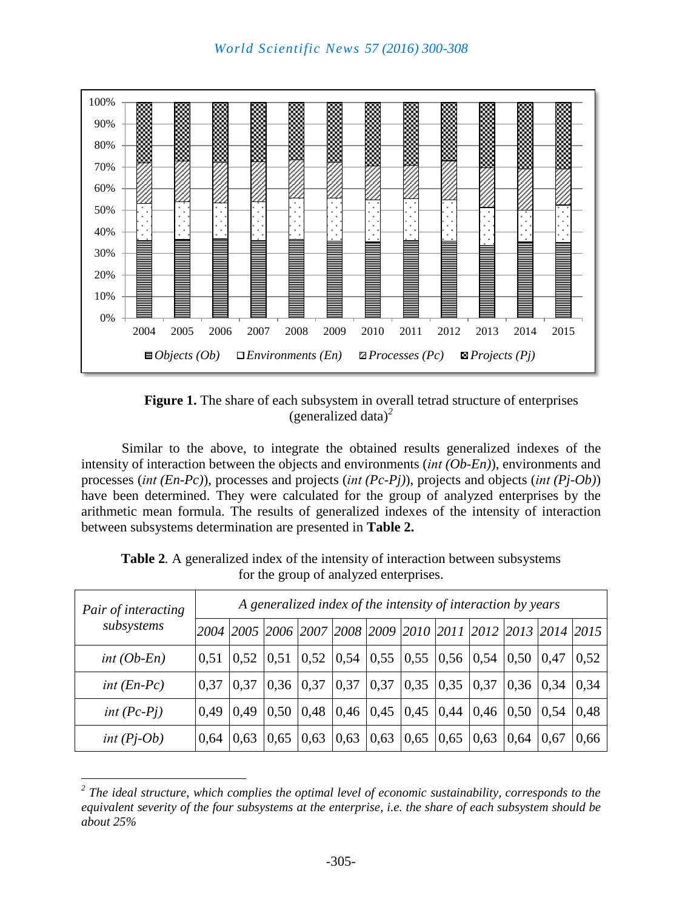Figure 1. The share of each subsystem in overall tetrad structure of enterprises (generalized data)[2]

**Figure 1.** The share of each subsystem in overall tetrad structure of enterprises (generalized data)[2]

Similar to the above, to integrate the obtained results generalized indexes of the intensity of interaction between the objects and environments (*int (Ob-En)*), environments and processes (*int (En-Pc)*), processes and projects (*int (Pc-Pj)*), projects and objects (*int (Pj-Ob)*) have been determined. They were calculated for the group of analyzed enterprises by the arithmetic mean formula. The results of generalized indexes of the intensity of interaction between subsystems determination are presented in **Table 2.**

**Table 2***.* A generalized index of the intensity of interaction between subsystems for the group of analyzed enterprises.

| *Pair of interacting subsystems* | *A generalized index of the intensity of interaction by years* | | | | | | | | | | | |
|---|---|---|---|---|---|---|---|---|---|---|---|---|
| | *2004* | *2005* | *2006* | *2007* | *2008* | *2009* | *2010* | *2011* | *2012* | *2013* | *2014* | *2015* |
| *int (Ob-En)* | 0,51 | 0,52 | 0,51 | 0,52 | 0,54 | 0,55 | 0,55 | 0,56 | 0,54 | 0,50 | 0,47 | 0,52 |
| *int (En-Pc)* | 0,37 | 0,37 | 0,36 | 0,37 | 0,37 | 0,37 | 0,35 | 0,35 | 0,37 | 0,36 | 0,34 | 0,34 |
| *int (Pc-Pj)* | 0,49 | 0,49 | 0,50 | 0,48 | 0,46 | 0,45 | 0,45 | 0,44 | 0,46 | 0,50 | 0,54 | 0,48 |
| *int (Pj-Ob)* | 0,64 | 0,63 | 0,65 | 0,63 | 0,63 | 0,63 | 0,65 | 0,65 | 0,63 | 0,64 | 0,67 | 0,66 |

---

[2] *The ideal structure, which complies the optimal level of economic sustainability, corresponds to the equivalent severity of the four subsystems at the enterprise, i.e. the share of each subsystem should be about 25%*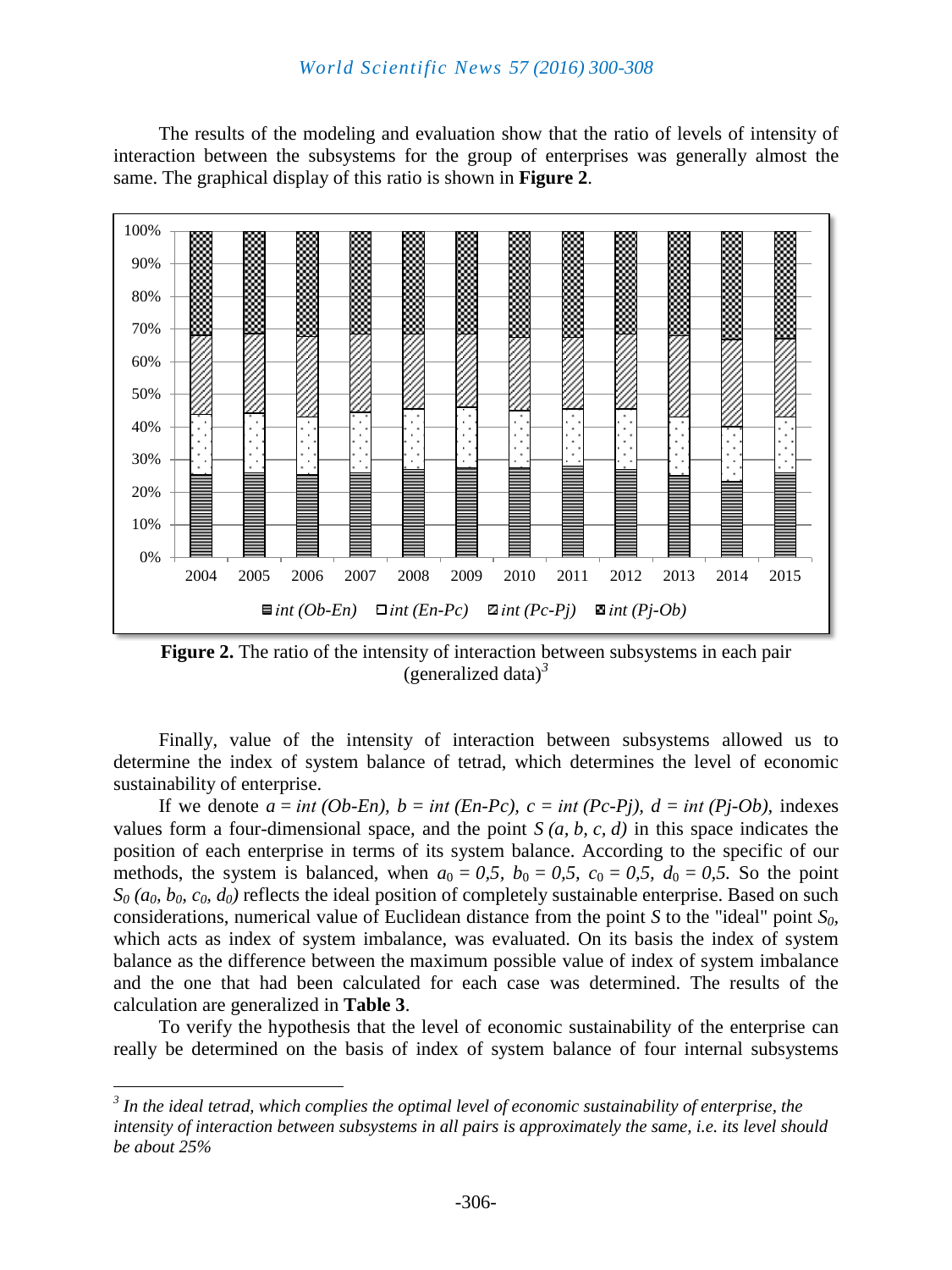The results of the modeling and evaluation show that the ratio of levels of intensity of interaction between the subsystems for the group of enterprises was generally almost the same. The graphical display of this ratio is shown in **Figure 2**.

**Figure 2.** The ratio of the intensity of interaction between subsystems in each pair (generalized data)[3]

Finally, value of the intensity of interaction between subsystems allowed us to determine the index of system balance of tetrad, which determines the level of economic sustainability of enterprise.

If we denote $a = int\ (Ob\text{-}En)$, $b = int\ (En\text{-}Pc)$, $c = int\ (Pc\text{-}Pj)$, $d = int\ (Pj\text{-}Ob)$, indexes values form a four-dimensional space, and the point $S\ (a, b, c, d)$ in this space indicates the position of each enterprise in terms of its system balance. According to the specific of our methods, the system is balanced, when $a_0 = 0{,}5$, $b_0 = 0{,}5$, $c_0 = 0{,}5$, $d_0 = 0{,}5$. So the point $S_0\ (a_0, b_0, c_0, d_0)$ reflects the ideal position of completely sustainable enterprise. Based on such considerations, numerical value of Euclidean distance from the point $S$ to the "ideal" point $S_0$, which acts as index of system imbalance, was evaluated. On its basis the index of system balance as the difference between the maximum possible value of index of system imbalance and the one that had been calculated for each case was determined. The results of the calculation are generalized in **Table 3**.

To verify the hypothesis that the level of economic sustainability of the enterprise can really be determined on the basis of index of system balance of four internal subsystems

---

[3] *In the ideal tetrad, which complies the optimal level of economic sustainability of enterprise, the intensity of interaction between subsystems in all pairs is approximately the same, i.e. its level should be about 25%*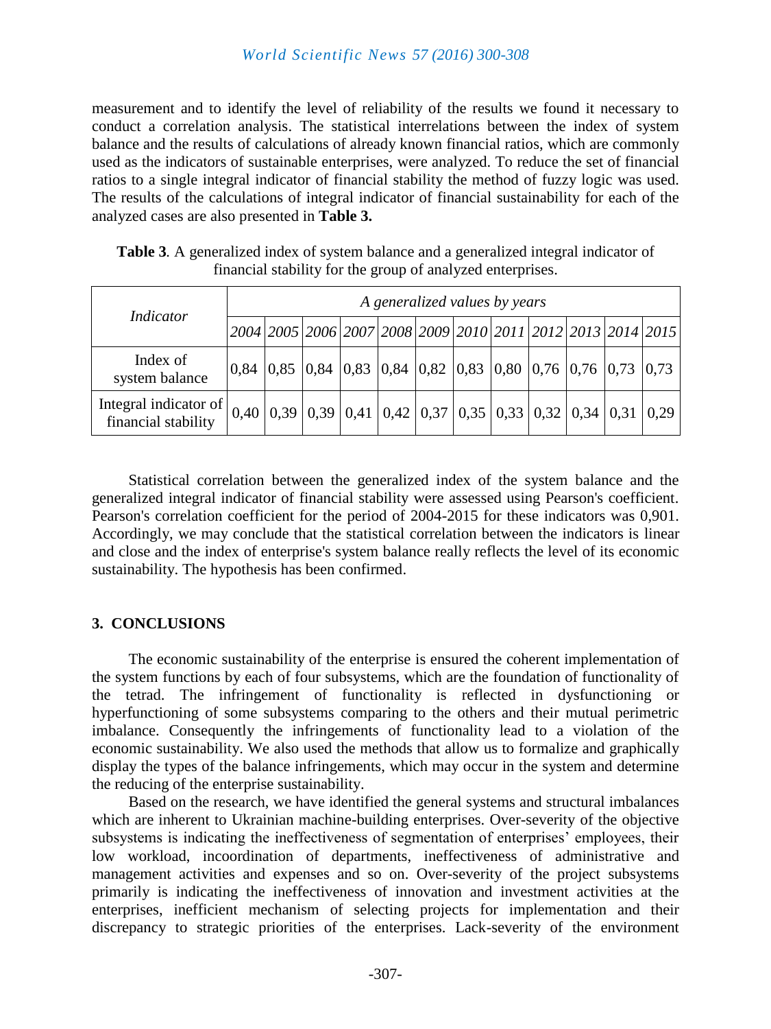measurement and to identify the level of reliability of the results we found it necessary to conduct a correlation analysis. The statistical interrelations between the index of system balance and the results of calculations of already known financial ratios, which are commonly used as the indicators of sustainable enterprises, were analyzed. To reduce the set of financial ratios to a single integral indicator of financial stability the method of fuzzy logic was used. The results of the calculations of integral indicator of financial sustainability for each of the analyzed cases are also presented in **Table 3.**

**Table 3**. A generalized index of system balance and a generalized integral indicator of financial stability for the group of analyzed enterprises.

| *Indicator* | *A generalized values by years* | | | | | | | | | | | |
|---|---|---|---|---|---|---|---|---|---|---|---|---|
| | *2004* | *2005* | *2006* | *2007* | *2008* | *2009* | *2010* | *2011* | *2012* | *2013* | *2014* | *2015* |
| Index of system balance | 0,84 | 0,85 | 0,84 | 0,83 | 0,84 | 0,82 | 0,83 | 0,80 | 0,76 | 0,76 | 0,73 | 0,73 |
| Integral indicator of financial stability | 0,40 | 0,39 | 0,39 | 0,41 | 0,42 | 0,37 | 0,35 | 0,33 | 0,32 | 0,34 | 0,31 | 0,29 |

Statistical correlation between the generalized index of the system balance and the generalized integral indicator of financial stability were assessed using Pearson's coefficient. Pearson's correlation coefficient for the period of 2004-2015 for these indicators was 0,901. Accordingly, we may conclude that the statistical correlation between the indicators is linear and close and the index of enterprise's system balance really reflects the level of its economic sustainability. The hypothesis has been confirmed.

## 3. CONCLUSIONS

The economic sustainability of the enterprise is ensured the coherent implementation of the system functions by each of four subsystems, which are the foundation of functionality of the tetrad. The infringement of functionality is reflected in dysfunctioning or hyperfunctioning of some subsystems comparing to the others and their mutual perimetric imbalance. Consequently the infringements of functionality lead to a violation of the economic sustainability. We also used the methods that allow us to formalize and graphically display the types of the balance infringements, which may occur in the system and determine the reducing of the enterprise sustainability.

Based on the research, we have identified the general systems and structural imbalances which are inherent to Ukrainian machine-building enterprises. Over-severity of the objective subsystems is indicating the ineffectiveness of segmentation of enterprises' employees, their low workload, incoordination of departments, ineffectiveness of administrative and management activities and expenses and so on. Over-severity of the project subsystems primarily is indicating the ineffectiveness of innovation and investment activities at the enterprises, inefficient mechanism of selecting projects for implementation and their discrepancy to strategic priorities of the enterprises. Lack-severity of the environment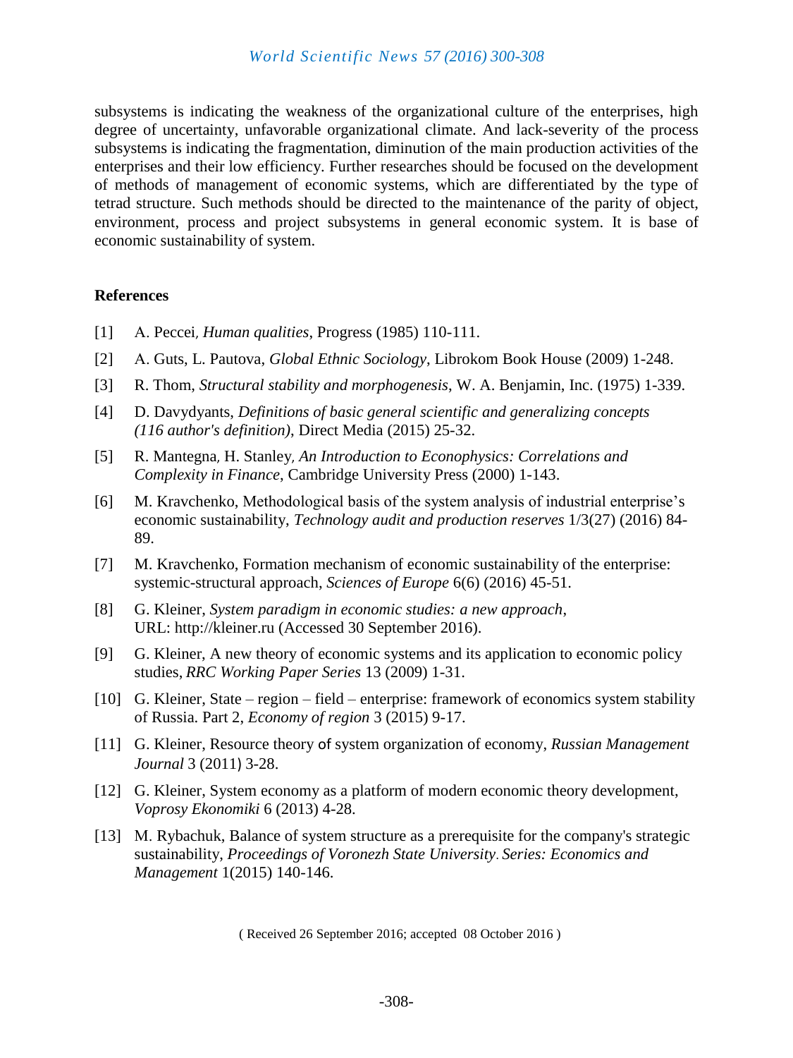subsystems is indicating the weakness of the organizational culture of the enterprises, high degree of uncertainty, unfavorable organizational climate. And lack-severity of the process subsystems is indicating the fragmentation, diminution of the main production activities of the enterprises and their low efficiency. Further researches should be focused on the development of methods of management of economic systems, which are differentiated by the type of tetrad structure. Such methods should be directed to the maintenance of the parity of object, environment, process and project subsystems in general economic system. It is base of economic sustainability of system.

## References

[1] A. Peccei, *Human qualities*, Progress (1985) 110-111.

[2] A. Guts, L. Pautova, *Global Ethnic Sociology*, Librokom Book House (2009) 1-248.

[3] R. Thom, *Structural stability and morphogenesis*, W. A. Benjamin, Inc. (1975) 1-339.

[4] D. Davydyants, *Definitions of basic general scientific and generalizing concepts (116 author's definition)*, Direct Media (2015) 25-32.

[5] R. Mantegna, H. Stanley, *An Introduction to Econophysics: Correlations and Complexity in Finance*, Cambridge University Press (2000) 1-143.

[6] M. Kravchenko, Methodological basis of the system analysis of industrial enterprise's economic sustainability, *Technology audit and production reserves* 1/3(27) (2016) 84-89.

[7] M. Kravchenko, Formation mechanism of economic sustainability of the enterprise: systemic-structural approach, *Sciences of Europe* 6(6) (2016) 45-51.

[8] G. Kleiner, *System paradigm in economic studies: a new approach*, URL: http://kleiner.ru (Accessed 30 September 2016).

[9] G. Kleiner, A new theory of economic systems and its application to economic policy studies, *RRC Working Paper Series* 13 (2009) 1-31.

[10] G. Kleiner, State – region – field – enterprise: framework of economics system stability of Russia. Part 2, *Economy of region* 3 (2015) 9-17.

[11] G. Kleiner, Resource theory of system organization of economy, *Russian Management Journal* 3 (2011) 3-28.

[12] G. Kleiner, System economy as a platform of modern economic theory development, *Voprosy Ekonomiki* 6 (2013) 4-28.

[13] M. Rybachuk, Balance of system structure as a prerequisite for the company's strategic sustainability, *Proceedings of Voronezh State University. Series: Economics and Management* 1(2015) 140-146.

( Received 26 September 2016; accepted 08 October 2016 )